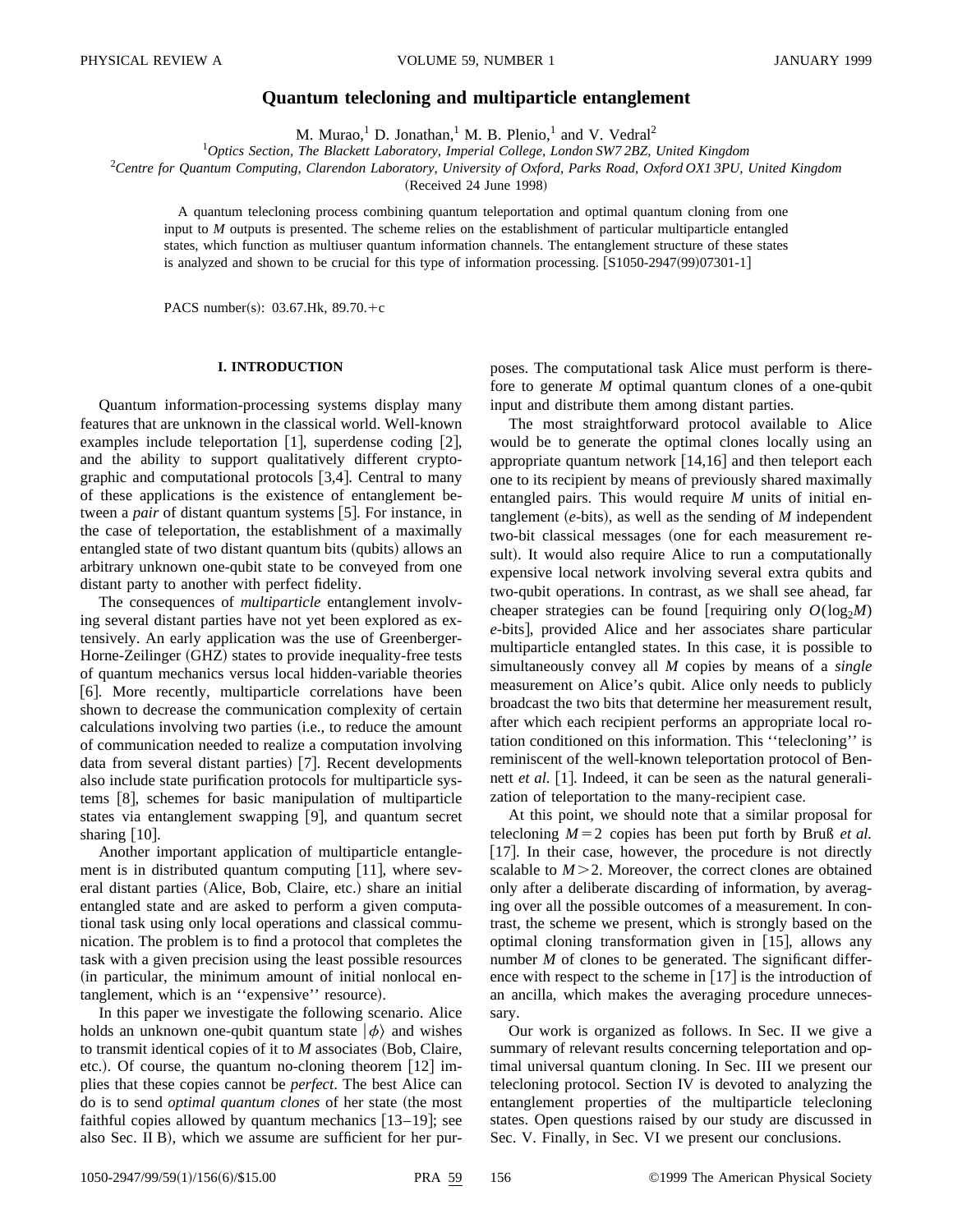# Quantum telecloning and multiparticle entanglement

M. Murao,[1] D. Jonathan,[1] M. B. Plenio,[1] and V. Vedral[2]

[1]*Optics Section, The Blackett Laboratory, Imperial College, London SW7 2BZ, United Kingdom*

[2]*Centre for Quantum Computing, Clarendon Laboratory, University of Oxford, Parks Road, Oxford OX1 3PU, United Kingdom*

(Received 24 June 1998)

A quantum telecloning process combining quantum teleportation and optimal quantum cloning from one input to $M$ outputs is presented. The scheme relies on the establishment of particular multiparticle entangled states, which function as multiuser quantum information channels. The entanglement structure of these states is analyzed and shown to be crucial for this type of information processing. [S1050-2947(99)07301-1]

PACS number(s): 03.67.Hk, 89.70.+c

## I. INTRODUCTION

Quantum information-processing systems display many features that are unknown in the classical world. Well-known examples include teleportation [1], superdense coding [2], and the ability to support qualitatively different cryptographic and computational protocols [3,4]. Central to many of these applications is the existence of entanglement between a *pair* of distant quantum systems [5]. For instance, in the case of teleportation, the establishment of a maximally entangled state of two distant quantum bits (qubits) allows an arbitrary unknown one-qubit state to be conveyed from one distant party to another with perfect fidelity.

The consequences of *multiparticle* entanglement involving several distant parties have not yet been explored as extensively. An early application was the use of Greenberger-Horne-Zeilinger (GHZ) states to provide inequality-free tests of quantum mechanics versus local hidden-variable theories [6]. More recently, multiparticle correlations have been shown to decrease the communication complexity of certain calculations involving two parties (i.e., to reduce the amount of communication needed to realize a computation involving data from several distant parties) [7]. Recent developments also include state purification protocols for multiparticle systems [8], schemes for basic manipulation of multiparticle states via entanglement swapping [9], and quantum secret sharing [10].

Another important application of multiparticle entanglement is in distributed quantum computing [11], where several distant parties (Alice, Bob, Claire, etc.) share an initial entangled state and are asked to perform a given computational task using only local operations and classical communication. The problem is to find a protocol that completes the task with a given precision using the least possible resources (in particular, the minimum amount of initial nonlocal entanglement, which is an "expensive" resource).

In this paper we investigate the following scenario. Alice holds an unknown one-qubit quantum state $|\phi\rangle$ and wishes to transmit identical copies of it to $M$ associates (Bob, Claire, etc.). Of course, the quantum no-cloning theorem [12] implies that these copies cannot be *perfect*. The best Alice can do is to send *optimal quantum clones* of her state (the most faithful copies allowed by quantum mechanics [13–19]; see also Sec. II B), which we assume are sufficient for her purposes. The computational task Alice must perform is therefore to generate $M$ optimal quantum clones of a one-qubit input and distribute them among distant parties.

The most straightforward protocol available to Alice would be to generate the optimal clones locally using an appropriate quantum network [14,16] and then teleport each one to its recipient by means of previously shared maximally entangled pairs. This would require $M$ units of initial entanglement ($e$-bits), as well as the sending of $M$ independent two-bit classical messages (one for each measurement result). It would also require Alice to run a computationally expensive local network involving several extra qubits and two-qubit operations. In contrast, as we shall see ahead, far cheaper strategies can be found [requiring only $O(\log_2 M)$ $e$-bits], provided Alice and her associates share particular multiparticle entangled states. In this case, it is possible to simultaneously convey all $M$ copies by means of a *single* measurement on Alice's qubit. Alice only needs to publicly broadcast the two bits that determine her measurement result, after which each recipient performs an appropriate local rotation conditioned on this information. This "telecloning" is reminiscent of the well-known teleportation protocol of Bennett *et al.* [1]. Indeed, it can be seen as the natural generalization of teleportation to the many-recipient case.

At this point, we should note that a similar proposal for telecloning $M=2$ copies has been put forth by Bruß *et al.* [17]. In their case, however, the procedure is not directly scalable to $M>2$. Moreover, the correct clones are obtained only after a deliberate discarding of information, by averaging over all the possible outcomes of a measurement. In contrast, the scheme we present, which is strongly based on the optimal cloning transformation given in [15], allows any number $M$ of clones to be generated. The significant difference with respect to the scheme in [17] is the introduction of an ancilla, which makes the averaging procedure unnecessary.

Our work is organized as follows. In Sec. II we give a summary of relevant results concerning teleportation and optimal universal quantum cloning. In Sec. III we present our telecloning protocol. Section IV is devoted to analyzing the entanglement properties of the multiparticle telecloning states. Open questions raised by our study are discussed in Sec. V. Finally, in Sec. VI we present our conclusions.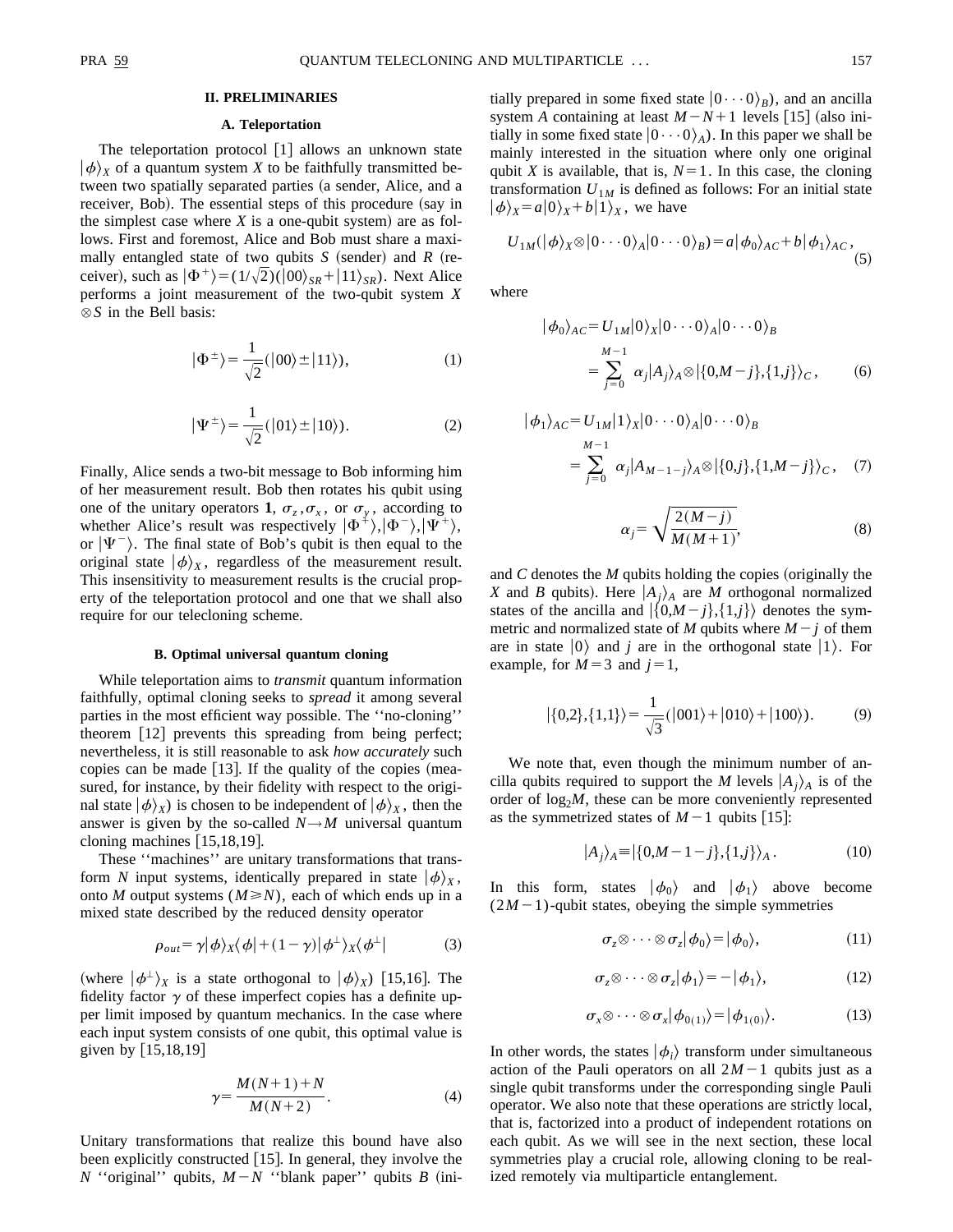## II. PRELIMINARIES

### A. Teleportation

The teleportation protocol [1] allows an unknown state $|\phi\rangle_X$ of a quantum system $X$ to be faithfully transmitted between two spatially separated parties (a sender, Alice, and a receiver, Bob). The essential steps of this procedure (say in the simplest case where $X$ is a one-qubit system) are as follows. First and foremost, Alice and Bob must share a maximally entangled state of two qubits $S$ (sender) and $R$ (receiver), such as $|\Phi^+\rangle=(1/\sqrt{2})(|00\rangle_{SR}+|11\rangle_{SR})$. Next Alice performs a joint measurement of the two-qubit system $X\otimes S$ in the Bell basis:

$$|\Phi^{\pm}\rangle=\frac{1}{\sqrt{2}}(|00\rangle\pm|11\rangle), \tag{1}$$

$$|\Psi^{\pm}\rangle=\frac{1}{\sqrt{2}}(|01\rangle\pm|10\rangle). \tag{2}$$

Finally, Alice sends a two-bit message to Bob informing him of her measurement result. Bob then rotates his qubit using one of the unitary operators $\mathbf{1}$, $\sigma_z,\sigma_x$, or $\sigma_y$, according to whether Alice's result was respectively $|\Phi^+\rangle,|\Phi^-\rangle,|\Psi^+\rangle$, or $|\Psi^-\rangle$. The final state of Bob's qubit is then equal to the original state $|\phi\rangle_X$, regardless of the measurement result. This insensitivity to measurement results is the crucial property of the teleportation protocol and one that we shall also require for our telecloning scheme.

### B. Optimal universal quantum cloning

While teleportation aims to *transmit* quantum information faithfully, optimal cloning seeks to *spread* it among several parties in the most efficient way possible. The "no-cloning" theorem [12] prevents this spreading from being perfect; nevertheless, it is still reasonable to ask *how accurately* such copies can be made [13]. If the quality of the copies (measured, for instance, by their fidelity with respect to the original state $|\phi\rangle_X$) is chosen to be independent of $|\phi\rangle_X$, then the answer is given by the so-called $N\rightarrow M$ universal quantum cloning machines [15,18,19].

These "machines" are unitary transformations that transform $N$ input systems, identically prepared in state $|\phi\rangle_X$, onto $M$ output systems ($M\geq N$), each of which ends up in a mixed state described by the reduced density operator

$$\rho_{out}=\gamma|\phi\rangle_X\langle\phi|+(1-\gamma)|\phi^{\perp}\rangle_X\langle\phi^{\perp}| \tag{3}$$

(where $|\phi^{\perp}\rangle_X$ is a state orthogonal to $|\phi\rangle_X$) [15,16]. The fidelity factor $\gamma$ of these imperfect copies has a definite upper limit imposed by quantum mechanics. In the case where each input system consists of one qubit, this optimal value is given by [15,18,19]

$$\gamma=\frac{M(N+1)+N}{M(N+2)}. \tag{4}$$

Unitary transformations that realize this bound have also been explicitly constructed [15]. In general, they involve the $N$ "original" qubits, $M-N$ "blank paper" qubits $B$ (initially prepared in some fixed state $|0\cdots0\rangle_B$), and an ancilla system $A$ containing at least $M-N+1$ levels [15] (also initially in some fixed state $|0\cdots0\rangle_A$). In this paper we shall be mainly interested in the situation where only one original qubit $X$ is available, that is, $N=1$. In this case, the cloning transformation $U_{1M}$ is defined as follows: For an initial state $|\phi\rangle_X=a|0\rangle_X+b|1\rangle_X$, we have

$$U_{1M}(|\phi\rangle_X\otimes|0\cdots0\rangle_A|0\cdots0\rangle_B)=a|\phi_0\rangle_{AC}+b|\phi_1\rangle_{AC}, \tag{5}$$

where

$$\begin{aligned}|\phi_0\rangle_{AC}&=U_{1M}|0\rangle_X|0\cdots0\rangle_A|0\cdots0\rangle_B\\&=\sum_{j=0}^{M-1}\alpha_j|A_j\rangle_A\otimes|\{0,M-j\},\{1,j\}\rangle_C,\end{aligned} \tag{6}$$

$$\begin{aligned}|\phi_1\rangle_{AC}&=U_{1M}|1\rangle_X|0\cdots0\rangle_A|0\cdots0\rangle_B\\&=\sum_{j=0}^{M-1}\alpha_j|A_{M-1-j}\rangle_A\otimes|\{0,j\},\{1,M-j\}\rangle_C,\end{aligned} \tag{7}$$

$$\alpha_j=\sqrt{\frac{2(M-j)}{M(M+1)}}, \tag{8}$$

and $C$ denotes the $M$ qubits holding the copies (originally the $X$ and $B$ qubits). Here $|A_j\rangle_A$ are $M$ orthogonal normalized states of the ancilla and $|\{0,M-j\},\{1,j\}\rangle$ denotes the symmetric and normalized state of $M$ qubits where $M-j$ of them are in state $|0\rangle$ and $j$ are in the orthogonal state $|1\rangle$. For example, for $M=3$ and $j=1$,

$$|\{0,2\},\{1,1\}\rangle=\frac{1}{\sqrt{3}}(|001\rangle+|010\rangle+|100\rangle). \tag{9}$$

We note that, even though the minimum number of ancilla qubits required to support the $M$ levels $|A_j\rangle_A$ is of the order of $\log_2 M$, these can be more conveniently represented as the symmetrized states of $M-1$ qubits [15]:

$$|A_j\rangle_A\equiv|\{0,M-1-j\},\{1,j\}\rangle_A. \tag{10}$$

In this form, states $|\phi_0\rangle$ and $|\phi_1\rangle$ above become $(2M-1)$-qubit states, obeying the simple symmetries

$$\sigma_z\otimes\cdots\otimes\sigma_z|\phi_0\rangle=|\phi_0\rangle, \tag{11}$$

$$\sigma_z\otimes\cdots\otimes\sigma_z|\phi_1\rangle=-|\phi_1\rangle, \tag{12}$$

$$\sigma_x\otimes\cdots\otimes\sigma_x|\phi_{0(1)}\rangle=|\phi_{1(0)}\rangle. \tag{13}$$

In other words, the states $|\phi_i\rangle$ transform under simultaneous action of the Pauli operators on all $2M-1$ qubits just as a single qubit transforms under the corresponding single Pauli operator. We also note that these operations are strictly local, that is, factorized into a product of independent rotations on each qubit. As we will see in the next section, these local symmetries play a crucial role, allowing cloning to be realized remotely via multiparticle entanglement.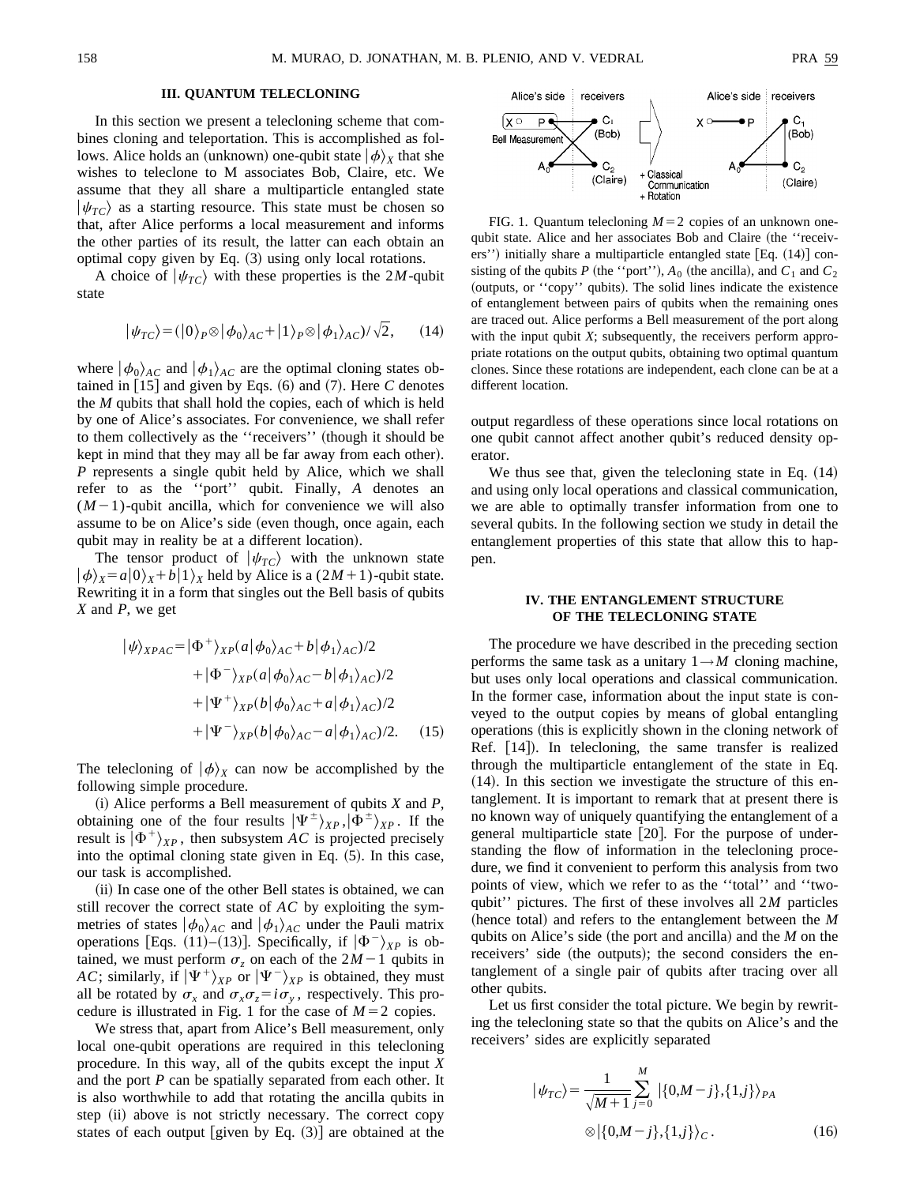### III. QUANTUM TELECLONING

In this section we present a telecloning scheme that combines cloning and teleportation. This is accomplished as follows. Alice holds an (unknown) one-qubit state $|\phi\rangle_X$ that she wishes to teleclone to M associates Bob, Claire, etc. We assume that they all share a multiparticle entangled state $|\psi_{TC}\rangle$ as a starting resource. This state must be chosen so that, after Alice performs a local measurement and informs the other parties of its result, the latter can each obtain an optimal copy given by Eq. (3) using only local rotations.

A choice of $|\psi_{TC}\rangle$ with these properties is the $2M$-qubit state

$$|\psi_{TC}\rangle=(|0\rangle_P\otimes|\phi_0\rangle_{AC}+|1\rangle_P\otimes|\phi_1\rangle_{AC})/\sqrt{2}, \qquad (14)$$

where $|\phi_0\rangle_{AC}$ and $|\phi_1\rangle_{AC}$ are the optimal cloning states obtained in [15] and given by Eqs. (6) and (7). Here $C$ denotes the $M$ qubits that shall hold the copies, each of which is held by one of Alice's associates. For convenience, we shall refer to them collectively as the "receivers" (though it should be kept in mind that they may all be far away from each other). $P$ represents a single qubit held by Alice, which we shall refer to as the "port" qubit. Finally, $A$ denotes an $(M-1)$-qubit ancilla, which for convenience we will also assume to be on Alice's side (even though, once again, each qubit may in reality be at a different location).

The tensor product of $|\psi_{TC}\rangle$ with the unknown state $|\phi\rangle_X=a|0\rangle_X+b|1\rangle_X$ held by Alice is a $(2M+1)$-qubit state. Rewriting it in a form that singles out the Bell basis of qubits $X$ and $P$, we get

$$\begin{aligned}|\psi\rangle_{XPAC}=&|\Phi^+\rangle_{XP}(a|\phi_0\rangle_{AC}+b|\phi_1\rangle_{AC})/2\\&+|\Phi^-\rangle_{XP}(a|\phi_0\rangle_{AC}-b|\phi_1\rangle_{AC})/2\\&+|\Psi^+\rangle_{XP}(b|\phi_0\rangle_{AC}+a|\phi_1\rangle_{AC})/2\\&+|\Psi^-\rangle_{XP}(b|\phi_0\rangle_{AC}-a|\phi_1\rangle_{AC})/2. \qquad (15)\end{aligned}$$

The telecloning of $|\phi\rangle_X$ can now be accomplished by the following simple procedure.

(i) Alice performs a Bell measurement of qubits $X$ and $P$, obtaining one of the four results $|\Psi^{\pm}\rangle_{XP},|\Phi^{\pm}\rangle_{XP}$. If the result is $|\Phi^+\rangle_{XP}$, then subsystem $AC$ is projected precisely into the optimal cloning state given in Eq. (5). In this case, our task is accomplished.

(ii) In case one of the other Bell states is obtained, we can still recover the correct state of $AC$ by exploiting the symmetries of states $|\phi_0\rangle_{AC}$ and $|\phi_1\rangle_{AC}$ under the Pauli matrix operations [Eqs. (11)–(13)]. Specifically, if $|\Phi^-\rangle_{XP}$ is obtained, we must perform $\sigma_z$ on each of the $2M-1$ qubits in $AC$; similarly, if $|\Psi^+\rangle_{XP}$ or $|\Psi^-\rangle_{XP}$ is obtained, they must all be rotated by $\sigma_x$ and $\sigma_x\sigma_z=i\sigma_y$, respectively. This procedure is illustrated in Fig. 1 for the case of $M=2$ copies.

We stress that, apart from Alice's Bell measurement, only local one-qubit operations are required in this telecloning procedure. In this way, all of the qubits except the input $X$ and the port $P$ can be spatially separated from each other. It is also worthwhile to add that rotating the ancilla qubits in step (ii) above is not strictly necessary. The correct copy states of each output [given by Eq. (3)] are obtained at the output regardless of these operations since local rotations on one qubit cannot affect another qubit's reduced density operator.

FIG. 1. Quantum telecloning $M=2$ copies of an unknown one-qubit state. Alice and her associates Bob and Claire (the "receivers") initially share a multiparticle entangled state [Eq. (14)] consisting of the qubits $P$ (the "port"), $A_0$ (the ancilla), and $C_1$ and $C_2$ (outputs, or "copy" qubits). The solid lines indicate the existence of entanglement between pairs of qubits when the remaining ones are traced out. Alice performs a Bell measurement of the port along with the input qubit $X$; subsequently, the receivers perform appropriate rotations on the output qubits, obtaining two optimal quantum clones. Since these rotations are independent, each clone can be at a different location.

We thus see that, given the telecloning state in Eq. (14) and using only local operations and classical communication, we are able to optimally transfer information from one to several qubits. In the following section we study in detail the entanglement properties of this state that allow this to happen.

### IV. THE ENTANGLEMENT STRUCTURE OF THE TELECLONING STATE

The procedure we have described in the preceding section performs the same task as a unitary $1\rightarrow M$ cloning machine, but uses only local operations and classical communication. In the former case, information about the input state is conveyed to the output copies by means of global entangling operations (this is explicitly shown in the cloning network of Ref. [14]). In telecloning, the same transfer is realized through the multiparticle entanglement of the state in Eq. (14). In this section we investigate the structure of this entanglement. It is important to remark that at present there is no known way of uniquely quantifying the entanglement of a general multiparticle state [20]. For the purpose of understanding the flow of information in the telecloning procedure, we find it convenient to perform this analysis from two points of view, which we refer to as the "total" and "two-qubit" pictures. The first of these involves all $2M$ particles (hence total) and refers to the entanglement between the $M$ qubits on Alice's side (the port and ancilla) and the $M$ on the receivers' side (the outputs); the second considers the entanglement of a single pair of qubits after tracing over all other qubits.

Let us first consider the total picture. We begin by rewriting the telecloning state so that the qubits on Alice's and the receivers' sides are explicitly separated

$$|\psi_{TC}\rangle=\frac{1}{\sqrt{M+1}}\sum_{j=0}^{M}|\{0,M-j\},\{1,j\}\rangle_{PA}\otimes|\{0,M-j\},\{1,j\}\rangle_C. \qquad (16)$$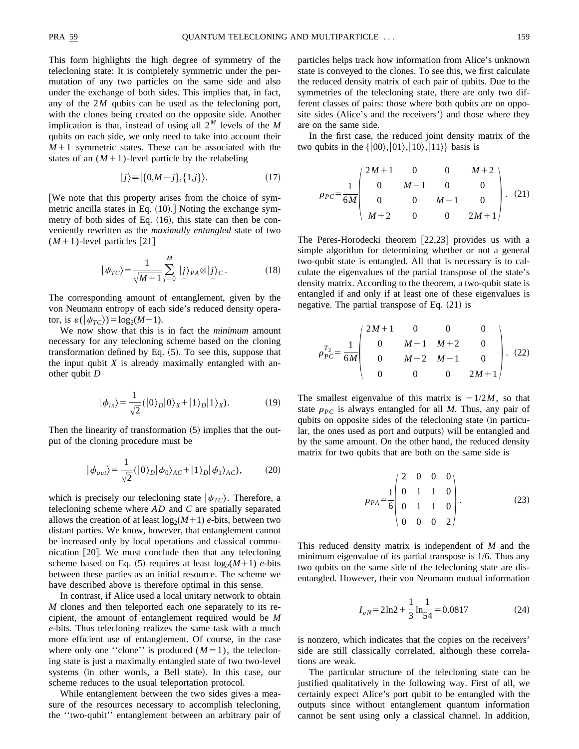This form highlights the high degree of symmetry of the telecloning state: It is completely symmetric under the permutation of any two particles on the same side and also under the exchange of both sides. This implies that, in fact, any of the $2M$ qubits can be used as the telecloning port, with the clones being created on the opposite side. Another implication is that, instead of using all $2^M$ levels of the $M$ qubits on each side, we only need to take into account their $M+1$ symmetric states. These can be associated with the states of an $(M+1)$-level particle by the relabeling

$$|\underline{j}\rangle \equiv |\{0,M-j\},\{1,j\}\rangle. \tag{17}$$

[We note that this property arises from the choice of symmetric ancilla states in Eq. (10).] Noting the exchange symmetry of both sides of Eq. (16), this state can then be conveniently rewritten as the *maximally entangled* state of two $(M+1)$-level particles [21]

$$|\psi_{TC}\rangle = \frac{1}{\sqrt{M+1}} \sum_{j=0}^{M} |\underline{j}\rangle_{PA} \otimes |\underline{j}\rangle_{C}. \tag{18}$$

The corresponding amount of entanglement, given by the von Neumann entropy of each side's reduced density operator, is $\varepsilon(|\psi_{TC}\rangle) = \log_2(M+1)$.

We now show that this is in fact the *minimum* amount necessary for any telecloning scheme based on the cloning transformation defined by Eq. (5). To see this, suppose that the input qubit $X$ is already maximally entangled with another qubit $D$

$$|\phi_{in}\rangle = \frac{1}{\sqrt{2}}(|0\rangle_D|0\rangle_X + |1\rangle_D|1\rangle_X). \tag{19}$$

Then the linearity of transformation (5) implies that the output of the cloning procedure must be

$$|\phi_{out}\rangle = \frac{1}{\sqrt{2}}(|0\rangle_D|\phi_0\rangle_{AC} + |1\rangle_D|\phi_1\rangle_{AC}), \tag{20}$$

which is precisely our telecloning state $|\psi_{TC}\rangle$. Therefore, a telecloning scheme where $AD$ and $C$ are spatially separated allows the creation of at least $\log_2(M+1)$ *e*-bits, between two distant parties. We know, however, that entanglement cannot be increased only by local operations and classical communication [20]. We must conclude then that any telecloning scheme based on Eq. (5) requires at least $\log_2(M+1)$ *e*-bits between these parties as an initial resource. The scheme we have described above is therefore optimal in this sense.

In contrast, if Alice used a local unitary network to obtain $M$ clones and then teleported each one separately to its recipient, the amount of entanglement required would be $M$ *e*-bits. Thus telecloning realizes the same task with a much more efficient use of entanglement. Of course, in the case where only one "clone" is produced $(M=1)$, the telecloning state is just a maximally entangled state of two two-level systems (in other words, a Bell state). In this case, our scheme reduces to the usual teleportation protocol.

While entanglement between the two sides gives a measure of the resources necessary to accomplish telecloning, the "two-qubit" entanglement between an arbitrary pair of particles helps track how information from Alice's unknown state is conveyed to the clones. To see this, we first calculate the reduced density matrix of each pair of qubits. Due to the symmetries of the telecloning state, there are only two different classes of pairs: those where both qubits are on opposite sides (Alice's and the receivers') and those where they are on the same side.

In the first case, the reduced joint density matrix of the two qubits in the $\{|00\rangle,|01\rangle,|10\rangle,|11\rangle\}$ basis is

$$\rho_{PC} = \frac{1}{6M}\begin{pmatrix} 2M+1 & 0 & 0 & M+2 \\ 0 & M-1 & 0 & 0 \\ 0 & 0 & M-1 & 0 \\ M+2 & 0 & 0 & 2M+1 \end{pmatrix}. \tag{21}$$

The Peres-Horodecki theorem [22,23] provides us with a simple algorithm for determining whether or not a general two-qubit state is entangled. All that is necessary is to calculate the eigenvalues of the partial transpose of the state's density matrix. According to the theorem, a two-qubit state is entangled if and only if at least one of these eigenvalues is negative. The partial transpose of Eq. (21) is

$$\rho_{PC}^{T_2} = \frac{1}{6M}\begin{pmatrix} 2M+1 & 0 & 0 & 0 \\ 0 & M-1 & M+2 & 0 \\ 0 & M+2 & M-1 & 0 \\ 0 & 0 & 0 & 2M+1 \end{pmatrix}. \tag{22}$$

The smallest eigenvalue of this matrix is $-1/2M$, so that state $\rho_{PC}$ is always entangled for all $M$. Thus, any pair of qubits on opposite sides of the telecloning state (in particular, the ones used as port and outputs) will be entangled and by the same amount. On the other hand, the reduced density matrix for two qubits that are both on the same side is

$$\rho_{PA} = \frac{1}{6}\begin{pmatrix} 2 & 0 & 0 & 0 \\ 0 & 1 & 1 & 0 \\ 0 & 1 & 1 & 0 \\ 0 & 0 & 0 & 2 \end{pmatrix}. \tag{23}$$

This reduced density matrix is independent of $M$ and the minimum eigenvalue of its partial transpose is 1/6. Thus any two qubits on the same side of the telecloning state are disentangled. However, their von Neumann mutual information

$$I_{vN} = 2\ln 2 + \frac{1}{3}\ln\frac{1}{54} = 0.0817 \tag{24}$$

is nonzero, which indicates that the copies on the receivers' side are still classically correlated, although these correlations are weak.

The particular structure of the telecloning state can be justified qualitatively in the following way. First of all, we certainly expect Alice's port qubit to be entangled with the outputs since without entanglement quantum information cannot be sent using only a classical channel. In addition,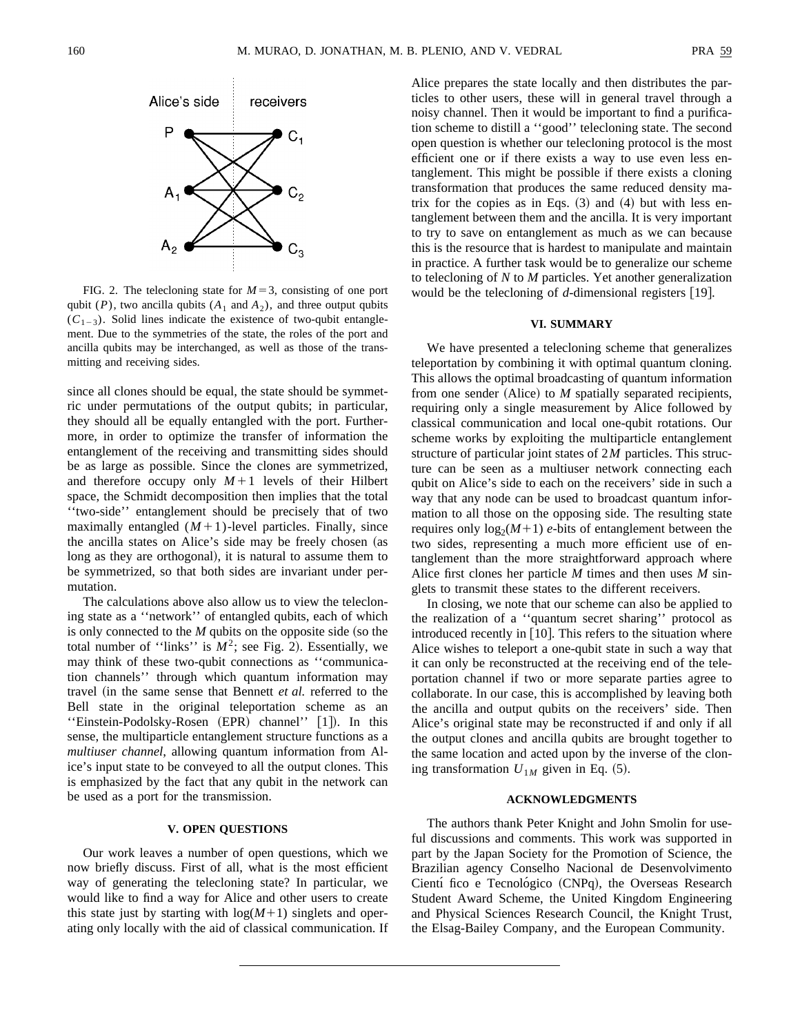Alice's side

receivers

P

$C_1$

$A_1$

$C_2$

$A_2$

$C_3$

FIG. 2. The telecloning state for $M=3$, consisting of one port qubit ($P$), two ancilla qubits ($A_1$ and $A_2$), and three output qubits ($C_{1-3}$). Solid lines indicate the existence of two-qubit entanglement. Due to the symmetries of the state, the roles of the port and ancilla qubits may be interchanged, as well as those of the transmitting and receiving sides.

since all clones should be equal, the state should be symmetric under permutations of the output qubits; in particular, they should all be equally entangled with the port. Furthermore, in order to optimize the transfer of information the entanglement of the receiving and transmitting sides should be as large as possible. Since the clones are symmetrized, and therefore occupy only $M+1$ levels of their Hilbert space, the Schmidt decomposition then implies that the total ''two-side'' entanglement should be precisely that of two maximally entangled $(M+1)$-level particles. Finally, since the ancilla states on Alice's side may be freely chosen (as long as they are orthogonal), it is natural to assume them to be symmetrized, so that both sides are invariant under permutation.

The calculations above also allow us to view the telecloning state as a ''network'' of entangled qubits, each of which is only connected to the $M$ qubits on the opposite side (so the total number of ''links'' is $M^2$; see Fig. 2). Essentially, we may think of these two-qubit connections as ''communication channels'' through which quantum information may travel (in the same sense that Bennett *et al.* referred to the Bell state in the original teleportation scheme as an ''Einstein-Podolsky-Rosen (EPR) channel'' [1]). In this sense, the multiparticle entanglement structure functions as a *multiuser channel*, allowing quantum information from Alice's input state to be conveyed to all the output clones. This is emphasized by the fact that any qubit in the network can be used as a port for the transmission.

## V. OPEN QUESTIONS

Our work leaves a number of open questions, which we now briefly discuss. First of all, what is the most efficient way of generating the telecloning state? In particular, we would like to find a way for Alice and other users to create this state just by starting with $\log(M+1)$ singlets and operating only locally with the aid of classical communication. If Alice prepares the state locally and then distributes the particles to other users, these will in general travel through a noisy channel. Then it would be important to find a purification scheme to distill a ''good'' telecloning state. The second open question is whether our telecloning protocol is the most efficient one or if there exists a way to use even less entanglement. This might be possible if there exists a cloning transformation that produces the same reduced density matrix for the copies as in Eqs. (3) and (4) but with less entanglement between them and the ancilla. It is very important to try to save on entanglement as much as we can because this is the resource that is hardest to manipulate and maintain in practice. A further task would be to generalize our scheme to telecloning of $N$ to $M$ particles. Yet another generalization would be the telecloning of $d$-dimensional registers [19].

## VI. SUMMARY

We have presented a telecloning scheme that generalizes teleportation by combining it with optimal quantum cloning. This allows the optimal broadcasting of quantum information from one sender (Alice) to $M$ spatially separated recipients, requiring only a single measurement by Alice followed by classical communication and local one-qubit rotations. Our scheme works by exploiting the multiparticle entanglement structure of particular joint states of $2M$ particles. This structure can be seen as a multiuser network connecting each qubit on Alice's side to each on the receivers' side in such a way that any node can be used to broadcast quantum information to all those on the opposing side. The resulting state requires only $\log_2(M+1)$ *e*-bits of entanglement between the two sides, representing a much more efficient use of entanglement than the more straightforward approach where Alice first clones her particle $M$ times and then uses $M$ singlets to transmit these states to the different receivers.

In closing, we note that our scheme can also be applied to the realization of a ''quantum secret sharing'' protocol as introduced recently in [10]. This refers to the situation where Alice wishes to teleport a one-qubit state in such a way that it can only be reconstructed at the receiving end of the teleportation channel if two or more separate parties agree to collaborate. In our case, this is accomplished by leaving both the ancilla and output qubits on the receivers' side. Then Alice's original state may be reconstructed if and only if all the output clones and ancilla qubits are brought together to the same location and acted upon by the inverse of the cloning transformation $U_{1M}$ given in Eq. (5).

## ACKNOWLEDGMENTS

The authors thank Peter Knight and John Smolin for useful discussions and comments. This work was supported in part by the Japan Society for the Promotion of Science, the Brazilian agency Conselho Nacional de Desenvolvimento Científico e Tecnológico (CNPq), the Overseas Research Student Award Scheme, the United Kingdom Engineering and Physical Sciences Research Council, the Knight Trust, the Elsag-Bailey Company, and the European Community.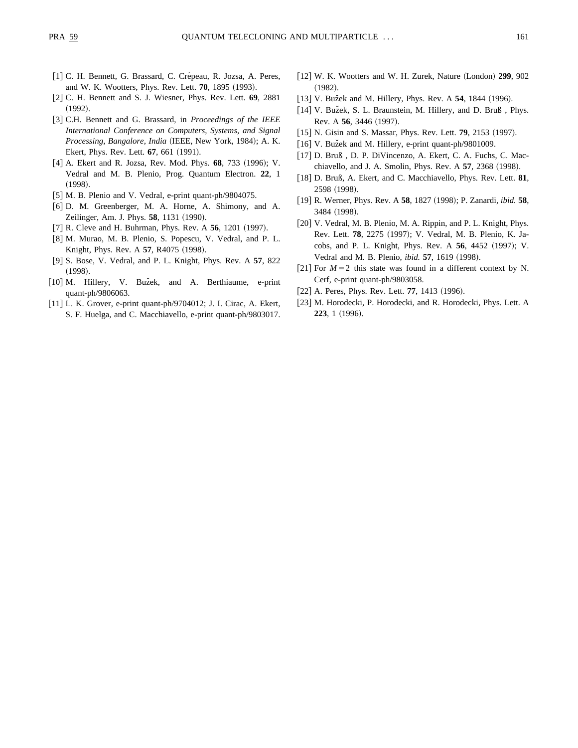[1] C. H. Bennett, G. Brassard, C. Crépeau, R. Jozsa, A. Peres, and W. K. Wootters, Phys. Rev. Lett. **70**, 1895 (1993).

[2] C. H. Bennett and S. J. Wiesner, Phys. Rev. Lett. **69**, 2881 (1992).

[3] C.H. Bennett and G. Brassard, in *Proceedings of the IEEE International Conference on Computers, Systems, and Signal Processing, Bangalore, India* (IEEE, New York, 1984); A. K. Ekert, Phys. Rev. Lett. **67**, 661 (1991).

[4] A. Ekert and R. Jozsa, Rev. Mod. Phys. **68**, 733 (1996); V. Vedral and M. B. Plenio, Prog. Quantum Electron. **22**, 1 (1998).

[5] M. B. Plenio and V. Vedral, e-print quant-ph/9804075.

[6] D. M. Greenberger, M. A. Horne, A. Shimony, and A. Zeilinger, Am. J. Phys. **58**, 1131 (1990).

[7] R. Cleve and H. Buhrman, Phys. Rev. A **56**, 1201 (1997).

[8] M. Murao, M. B. Plenio, S. Popescu, V. Vedral, and P. L. Knight, Phys. Rev. A **57**, R4075 (1998).

[9] S. Bose, V. Vedral, and P. L. Knight, Phys. Rev. A **57**, 822 (1998).

[10] M. Hillery, V. Bužek, and A. Berthiaume, e-print quant-ph/9806063.

[11] L. K. Grover, e-print quant-ph/9704012; J. I. Cirac, A. Ekert, S. F. Huelga, and C. Macchiavello, e-print quant-ph/9803017.

[12] W. K. Wootters and W. H. Zurek, Nature (London) **299**, 902 (1982).

[13] V. Bužek and M. Hillery, Phys. Rev. A **54**, 1844 (1996).

[14] V. Bužek, S. L. Braunstein, M. Hillery, and D. Bruß, Phys. Rev. A **56**, 3446 (1997).

[15] N. Gisin and S. Massar, Phys. Rev. Lett. **79**, 2153 (1997).

[16] V. Bužek and M. Hillery, e-print quant-ph/9801009.

[17] D. Bruß, D. P. DiVincenzo, A. Ekert, C. A. Fuchs, C. Macchiavello, and J. A. Smolin, Phys. Rev. A **57**, 2368 (1998).

[18] D. Bruß, A. Ekert, and C. Macchiavello, Phys. Rev. Lett. **81**, 2598 (1998).

[19] R. Werner, Phys. Rev. A **58**, 1827 (1998); P. Zanardi, *ibid.* **58**, 3484 (1998).

[20] V. Vedral, M. B. Plenio, M. A. Rippin, and P. L. Knight, Phys. Rev. Lett. **78**, 2275 (1997); V. Vedral, M. B. Plenio, K. Jacobs, and P. L. Knight, Phys. Rev. A **56**, 4452 (1997); V. Vedral and M. B. Plenio, *ibid.* **57**, 1619 (1998).

[21] For $M=2$ this state was found in a different context by N. Cerf, e-print quant-ph/9803058.

[22] A. Peres, Phys. Rev. Lett. **77**, 1413 (1996).

[23] M. Horodecki, P. Horodecki, and R. Horodecki, Phys. Lett. A **223**, 1 (1996).